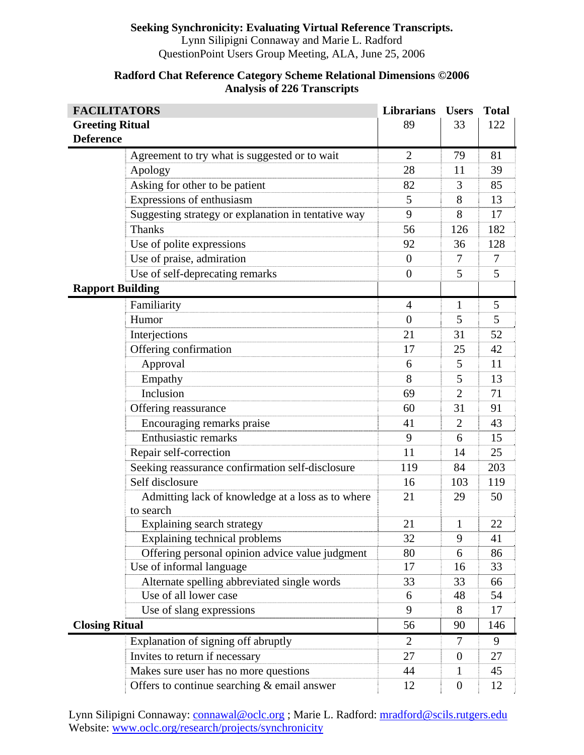**Seeking Synchronicity: Evaluating Virtual Reference Transcripts.**
Lynn Silipigni Connaway and Marie L. Radford
QuestionPoint Users Group Meeting, ALA, June 25, 2006

**Radford Chat Reference Category Scheme Relational Dimensions ©2006**
**Analysis of 226 Transcripts**

| FACILITATORS | | Librarians | Users | Total |
|---|---|---|---|---|
| **Greeting Ritual** | | 89 | 33 | 122 |
| **Deference** | | | | |
| | Agreement to try what is suggested or to wait | 2 | 79 | 81 |
| | Apology | 28 | 11 | 39 |
| | Asking for other to be patient | 82 | 3 | 85 |
| | Expressions of enthusiasm | 5 | 8 | 13 |
| | Suggesting strategy or explanation in tentative way | 9 | 8 | 17 |
| | Thanks | 56 | 126 | 182 |
| | Use of polite expressions | 92 | 36 | 128 |
| | Use of praise, admiration | 0 | 7 | 7 |
| | Use of self-deprecating remarks | 0 | 5 | 5 |
| **Rapport Building** | | | | |
| | Familiarity | 4 | 1 | 5 |
| | Humor | 0 | 5 | 5 |
| | Interjections | 21 | 31 | 52 |
| | Offering confirmation | 17 | 25 | 42 |
| | Approval | 6 | 5 | 11 |
| | Empathy | 8 | 5 | 13 |
| | Inclusion | 69 | 2 | 71 |
| | Offering reassurance | 60 | 31 | 91 |
| | Encouraging remarks praise | 41 | 2 | 43 |
| | Enthusiastic remarks | 9 | 6 | 15 |
| | Repair self-correction | 11 | 14 | 25 |
| | Seeking reassurance confirmation self-disclosure | 119 | 84 | 203 |
| | Self disclosure | 16 | 103 | 119 |
| | Admitting lack of knowledge at a loss as to where to search | 21 | 29 | 50 |
| | Explaining search strategy | 21 | 1 | 22 |
| | Explaining technical problems | 32 | 9 | 41 |
| | Offering personal opinion advice value judgment | 80 | 6 | 86 |
| | Use of informal language | 17 | 16 | 33 |
| | Alternate spelling abbreviated single words | 33 | 33 | 66 |
| | Use of all lower case | 6 | 48 | 54 |
| | Use of slang expressions | 9 | 8 | 17 |
| **Closing Ritual** | | 56 | 90 | 146 |
| | Explanation of signing off abruptly | 2 | 7 | 9 |
| | Invites to return if necessary | 27 | 0 | 27 |
| | Makes sure user has no more questions | 44 | 1 | 45 |
| | Offers to continue searching & email answer | 12 | 0 | 12 |

Lynn Silipigni Connaway: connawal@oclc.org ; Marie L. Radford: mradford@scils.rutgers.edu
Website: www.oclc.org/research/projects/synchronicity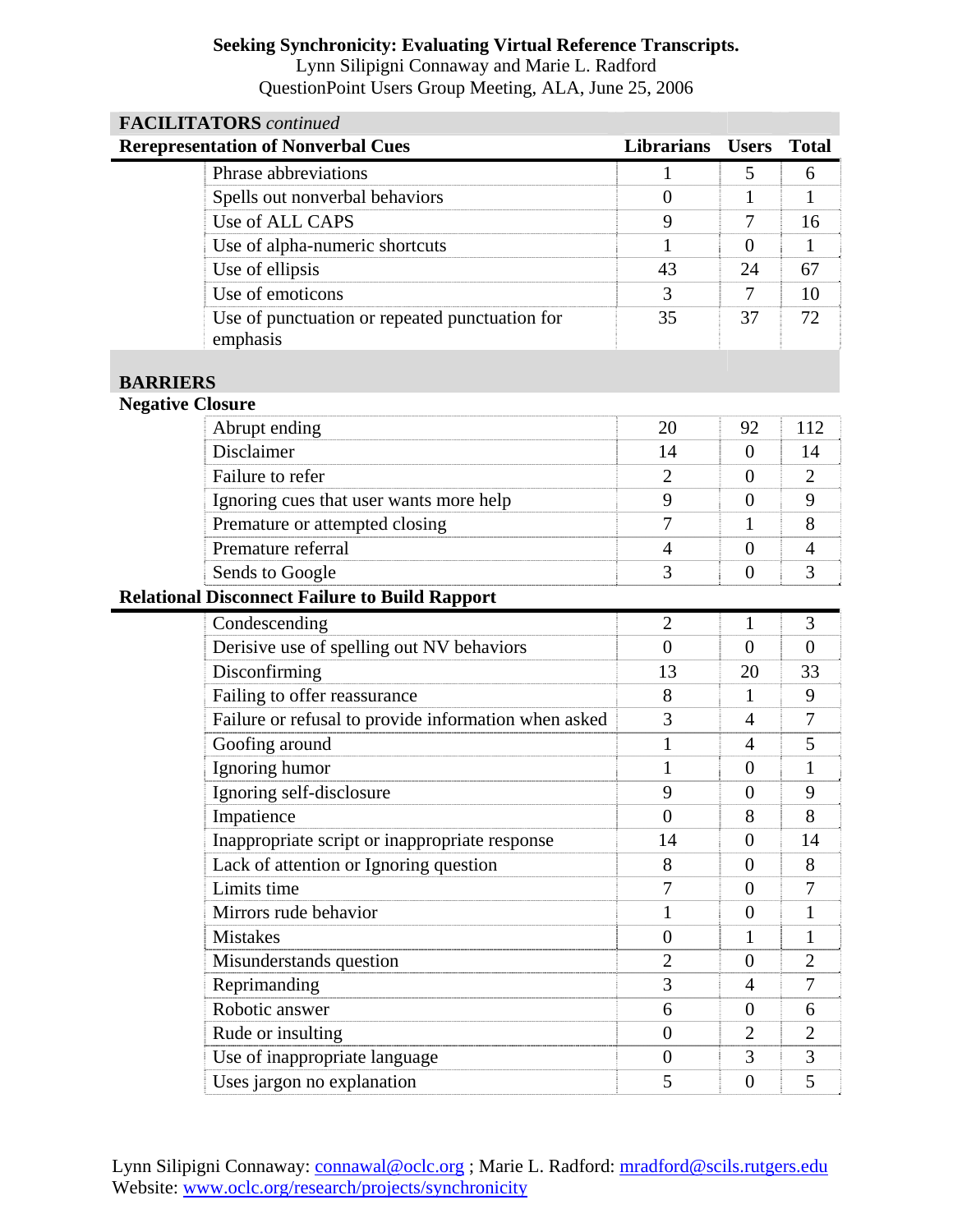**Seeking Synchronicity: Evaluating Virtual Reference Transcripts.**
Lynn Silipigni Connaway and Marie L. Radford
QuestionPoint Users Group Meeting, ALA, June 25, 2006

| **FACILITATORS** *continued* | | | | |
|---|---|---|---|---|
| **Rerepresentation of Nonverbal Cues** | | **Librarians** | **Users** | **Total** |
| | Phrase abbreviations | 1 | 5 | 6 |
| | Spells out nonverbal behaviors | 0 | 1 | 1 |
| | Use of ALL CAPS | 9 | 7 | 16 |
| | Use of alpha-numeric shortcuts | 1 | 0 | 1 |
| | Use of ellipsis | 43 | 24 | 67 |
| | Use of emoticons | 3 | 7 | 10 |
| | Use of punctuation or repeated punctuation for emphasis | 35 | 37 | 72 |
| **BARRIERS** | | | | |
| **Negative Closure** | | | | |
| | Abrupt ending | 20 | 92 | 112 |
| | Disclaimer | 14 | 0 | 14 |
| | Failure to refer | 2 | 0 | 2 |
| | Ignoring cues that user wants more help | 9 | 0 | 9 |
| | Premature or attempted closing | 7 | 1 | 8 |
| | Premature referral | 4 | 0 | 4 |
| | Sends to Google | 3 | 0 | 3 |
| **Relational Disconnect Failure to Build Rapport** | | | | |
| | Condescending | 2 | 1 | 3 |
| | Derisive use of spelling out NV behaviors | 0 | 0 | 0 |
| | Disconfirming | 13 | 20 | 33 |
| | Failing to offer reassurance | 8 | 1 | 9 |
| | Failure or refusal to provide information when asked | 3 | 4 | 7 |
| | Goofing around | 1 | 4 | 5 |
| | Ignoring humor | 1 | 0 | 1 |
| | Ignoring self-disclosure | 9 | 0 | 9 |
| | Impatience | 0 | 8 | 8 |
| | Inappropriate script or inappropriate response | 14 | 0 | 14 |
| | Lack of attention or Ignoring question | 8 | 0 | 8 |
| | Limits time | 7 | 0 | 7 |
| | Mirrors rude behavior | 1 | 0 | 1 |
| | Mistakes | 0 | 1 | 1 |
| | Misunderstands question | 2 | 0 | 2 |
| | Reprimanding | 3 | 4 | 7 |
| | Robotic answer | 6 | 0 | 6 |
| | Rude or insulting | 0 | 2 | 2 |
| | Use of inappropriate language | 0 | 3 | 3 |
| | Uses jargon no explanation | 5 | 0 | 5 |

Lynn Silipigni Connaway: connawal@oclc.org ; Marie L. Radford: mradford@scils.rutgers.edu
Website: www.oclc.org/research/projects/synchronicity